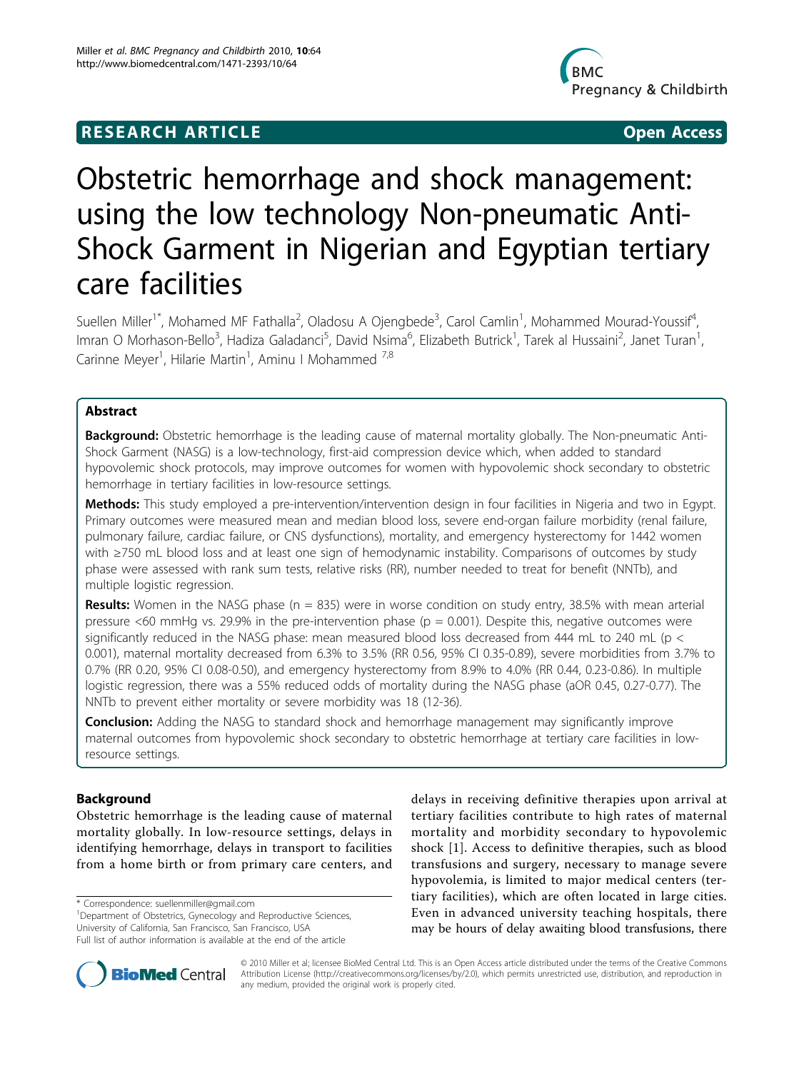## RESEARCH ARTICLE

Open Access

# Obstetric hemorrhage and shock management: using the low technology Non-pneumatic Anti-Shock Garment in Nigerian and Egyptian tertiary care facilities

Suellen Miller[1*], Mohamed MF Fathalla[2], Oladosu A Ojengbede[3], Carol Camlin[1], Mohammed Mourad-Youssif[4], Imran O Morhason-Bello[3], Hadiza Galadanci[5], David Nsima[6], Elizabeth Butrick[1], Tarek al Hussaini[2], Janet Turan[1], Carinne Meyer[1], Hilarie Martin[1], Aminu I Mohammed [7,8]

## Abstract

**Background:** Obstetric hemorrhage is the leading cause of maternal mortality globally. The Non-pneumatic Anti-Shock Garment (NASG) is a low-technology, first-aid compression device which, when added to standard hypovolemic shock protocols, may improve outcomes for women with hypovolemic shock secondary to obstetric hemorrhage in tertiary facilities in low-resource settings.

**Methods:** This study employed a pre-intervention/intervention design in four facilities in Nigeria and two in Egypt. Primary outcomes were measured mean and median blood loss, severe end-organ failure morbidity (renal failure, pulmonary failure, cardiac failure, or CNS dysfunctions), mortality, and emergency hysterectomy for 1442 women with ≥750 mL blood loss and at least one sign of hemodynamic instability. Comparisons of outcomes by study phase were assessed with rank sum tests, relative risks (RR), number needed to treat for benefit (NNTb), and multiple logistic regression.

**Results:** Women in the NASG phase (n = 835) were in worse condition on study entry, 38.5% with mean arterial pressure <60 mmHg vs. 29.9% in the pre-intervention phase (p = 0.001). Despite this, negative outcomes were significantly reduced in the NASG phase: mean measured blood loss decreased from 444 mL to 240 mL (p < 0.001), maternal mortality decreased from 6.3% to 3.5% (RR 0.56, 95% CI 0.35-0.89), severe morbidities from 3.7% to 0.7% (RR 0.20, 95% CI 0.08-0.50), and emergency hysterectomy from 8.9% to 4.0% (RR 0.44, 0.23-0.86). In multiple logistic regression, there was a 55% reduced odds of mortality during the NASG phase (aOR 0.45, 0.27-0.77). The NNTb to prevent either mortality or severe morbidity was 18 (12-36).

**Conclusion:** Adding the NASG to standard shock and hemorrhage management may significantly improve maternal outcomes from hypovolemic shock secondary to obstetric hemorrhage at tertiary care facilities in low-resource settings.

## Background

Obstetric hemorrhage is the leading cause of maternal mortality globally. In low-resource settings, delays in identifying hemorrhage, delays in transport to facilities from a home birth or from primary care centers, and delays in receiving definitive therapies upon arrival at tertiary facilities contribute to high rates of maternal mortality and morbidity secondary to hypovolemic shock [1]. Access to definitive therapies, such as blood transfusions and surgery, necessary to manage severe hypovolemia, is limited to major medical centers (tertiary facilities), which are often located in large cities. Even in advanced university teaching hospitals, there may be hours of delay awaiting blood transfusions, there

\* Correspondence: suellenmiller@gmail.com
[1]Department of Obstetrics, Gynecology and Reproductive Sciences, University of California, San Francisco, San Francisco, USA
Full list of author information is available at the end of the article

© 2010 Miller et al; licensee BioMed Central Ltd. This is an Open Access article distributed under the terms of the Creative Commons Attribution License (http://creativecommons.org/licenses/by/2.0), which permits unrestricted use, distribution, and reproduction in any medium, provided the original work is properly cited.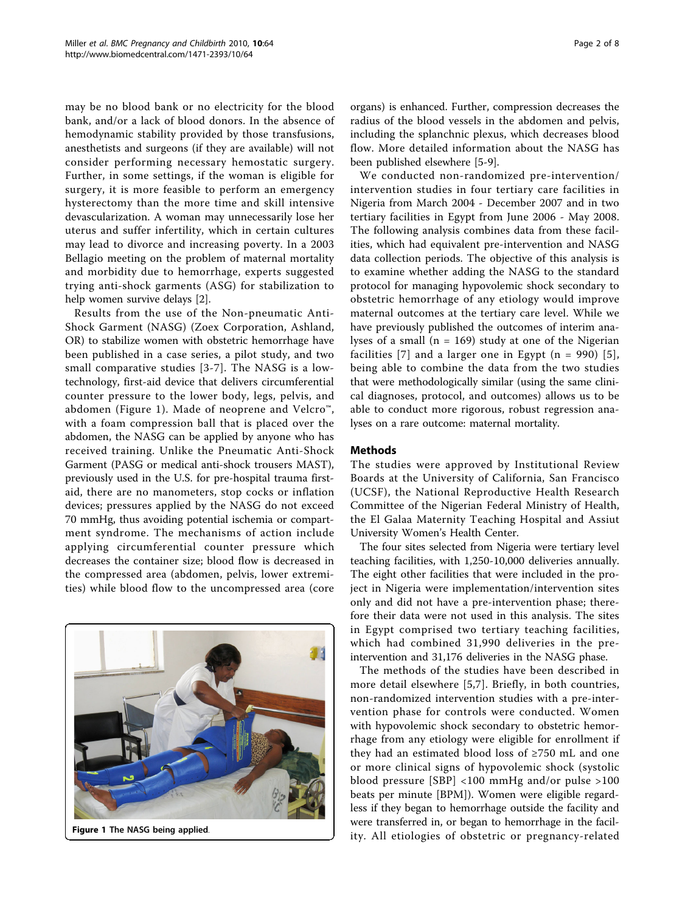may be no blood bank or no electricity for the blood bank, and/or a lack of blood donors. In the absence of hemodynamic stability provided by those transfusions, anesthetists and surgeons (if they are available) will not consider performing necessary hemostatic surgery. Further, in some settings, if the woman is eligible for surgery, it is more feasible to perform an emergency hysterectomy than the more time and skill intensive devascularization. A woman may unnecessarily lose her uterus and suffer infertility, which in certain cultures may lead to divorce and increasing poverty. In a 2003 Bellagio meeting on the problem of maternal mortality and morbidity due to hemorrhage, experts suggested trying anti-shock garments (ASG) for stabilization to help women survive delays [2].

Results from the use of the Non-pneumatic Anti-Shock Garment (NASG) (Zoex Corporation, Ashland, OR) to stabilize women with obstetric hemorrhage have been published in a case series, a pilot study, and two small comparative studies [3-7]. The NASG is a low-technology, first-aid device that delivers circumferential counter pressure to the lower body, legs, pelvis, and abdomen (Figure 1). Made of neoprene and Velcro™, with a foam compression ball that is placed over the abdomen, the NASG can be applied by anyone who has received training. Unlike the Pneumatic Anti-Shock Garment (PASG or medical anti-shock trousers MAST), previously used in the U.S. for pre-hospital trauma first-aid, there are no manometers, stop cocks or inflation devices; pressures applied by the NASG do not exceed 70 mmHg, thus avoiding potential ischemia or compartment syndrome. The mechanisms of action include applying circumferential counter pressure which decreases the container size; blood flow is decreased in the compressed area (abdomen, pelvis, lower extremities) while blood flow to the uncompressed area (core organs) is enhanced. Further, compression decreases the radius of the blood vessels in the abdomen and pelvis, including the splanchnic plexus, which decreases blood flow. More detailed information about the NASG has been published elsewhere [5-9].

Figure 1 The NASG being applied.

We conducted non-randomized pre-intervention/intervention studies in four tertiary care facilities in Nigeria from March 2004 - December 2007 and in two tertiary facilities in Egypt from June 2006 - May 2008. The following analysis combines data from these facilities, which had equivalent pre-intervention and NASG data collection periods. The objective of this analysis is to examine whether adding the NASG to the standard protocol for managing hypovolemic shock secondary to obstetric hemorrhage of any etiology would improve maternal outcomes at the tertiary care level. While we have previously published the outcomes of interim analyses of a small (n = 169) study at one of the Nigerian facilities [7] and a larger one in Egypt (n = 990) [5], being able to combine the data from the two studies that were methodologically similar (using the same clinical diagnoses, protocol, and outcomes) allows us to be able to conduct more rigorous, robust regression analyses on a rare outcome: maternal mortality.

## Methods

The studies were approved by Institutional Review Boards at the University of California, San Francisco (UCSF), the National Reproductive Health Research Committee of the Nigerian Federal Ministry of Health, the El Galaa Maternity Teaching Hospital and Assiut University Women's Health Center.

The four sites selected from Nigeria were tertiary level teaching facilities, with 1,250-10,000 deliveries annually. The eight other facilities that were included in the project in Nigeria were implementation/intervention sites only and did not have a pre-intervention phase; therefore their data were not used in this analysis. The sites in Egypt comprised two tertiary teaching facilities, which had combined 31,990 deliveries in the pre-intervention and 31,176 deliveries in the NASG phase.

The methods of the studies have been described in more detail elsewhere [5,7]. Briefly, in both countries, non-randomized intervention studies with a pre-intervention phase for controls were conducted. Women with hypovolemic shock secondary to obstetric hemorrhage from any etiology were eligible for enrollment if they had an estimated blood loss of ≥750 mL and one or more clinical signs of hypovolemic shock (systolic blood pressure [SBP] <100 mmHg and/or pulse >100 beats per minute [BPM]). Women were eligible regardless if they began to hemorrhage outside the facility and were transferred in, or began to hemorrhage in the facility. All etiologies of obstetric or pregnancy-related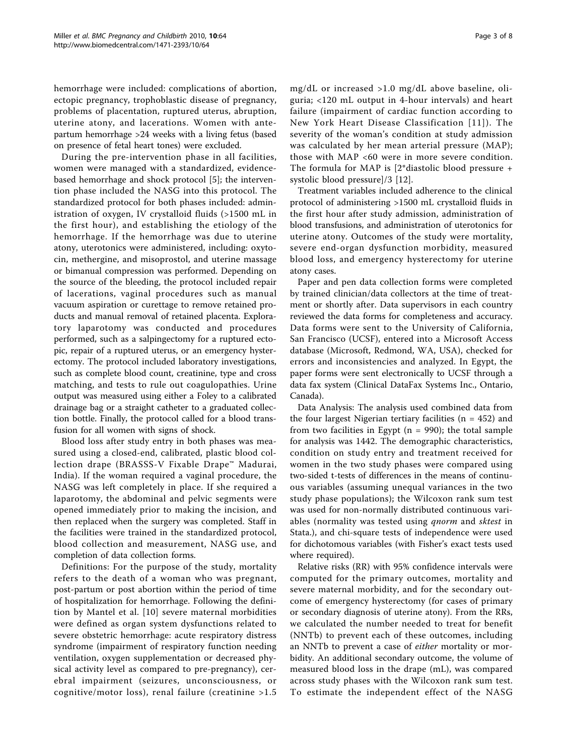hemorrhage were included: complications of abortion, ectopic pregnancy, trophoblastic disease of pregnancy, problems of placentation, ruptured uterus, abruption, uterine atony, and lacerations. Women with antepartum hemorrhage >24 weeks with a living fetus (based on presence of fetal heart tones) were excluded.

During the pre-intervention phase in all facilities, women were managed with a standardized, evidence-based hemorrhage and shock protocol [5]; the intervention phase included the NASG into this protocol. The standardized protocol for both phases included: administration of oxygen, IV crystalloid fluids (>1500 mL in the first hour), and establishing the etiology of the hemorrhage. If the hemorrhage was due to uterine atony, uterotonics were administered, including: oxytocin, methergine, and misoprostol, and uterine massage or bimanual compression was performed. Depending on the source of the bleeding, the protocol included repair of lacerations, vaginal procedures such as manual vacuum aspiration or curettage to remove retained products and manual removal of retained placenta. Exploratory laparotomy was conducted and procedures performed, such as a salpingectomy for a ruptured ectopic, repair of a ruptured uterus, or an emergency hysterectomy. The protocol included laboratory investigations, such as complete blood count, creatinine, type and cross matching, and tests to rule out coagulopathies. Urine output was measured using either a Foley to a calibrated drainage bag or a straight catheter to a graduated collection bottle. Finally, the protocol called for a blood transfusion for all women with signs of shock.

Blood loss after study entry in both phases was measured using a closed-end, calibrated, plastic blood collection drape (BRASSS-V Fixable Drape™ Madurai, India). If the woman required a vaginal procedure, the NASG was left completely in place. If she required a laparotomy, the abdominal and pelvic segments were opened immediately prior to making the incision, and then replaced when the surgery was completed. Staff in the facilities were trained in the standardized protocol, blood collection and measurement, NASG use, and completion of data collection forms.

Definitions: For the purpose of the study, mortality refers to the death of a woman who was pregnant, post-partum or post abortion within the period of time of hospitalization for hemorrhage. Following the definition by Mantel et al. [10] severe maternal morbidities were defined as organ system dysfunctions related to severe obstetric hemorrhage: acute respiratory distress syndrome (impairment of respiratory function needing ventilation, oxygen supplementation or decreased physical activity level as compared to pre-pregnancy), cerebral impairment (seizures, unconsciousness, or cognitive/motor loss), renal failure (creatinine >1.5 mg/dL or increased >1.0 mg/dL above baseline, oliguria; <120 mL output in 4-hour intervals) and heart failure (impairment of cardiac function according to New York Heart Disease Classification [11]). The severity of the woman's condition at study admission was calculated by her mean arterial pressure (MAP); those with MAP <60 were in more severe condition. The formula for MAP is [2*diastolic blood pressure + systolic blood pressure]/3 [12].

Treatment variables included adherence to the clinical protocol of administering >1500 mL crystalloid fluids in the first hour after study admission, administration of blood transfusions, and administration of uterotonics for uterine atony. Outcomes of the study were mortality, severe end-organ dysfunction morbidity, measured blood loss, and emergency hysterectomy for uterine atony cases.

Paper and pen data collection forms were completed by trained clinician/data collectors at the time of treatment or shortly after. Data supervisors in each country reviewed the data forms for completeness and accuracy. Data forms were sent to the University of California, San Francisco (UCSF), entered into a Microsoft Access database (Microsoft, Redmond, WA, USA), checked for errors and inconsistencies and analyzed. In Egypt, the paper forms were sent electronically to UCSF through a data fax system (Clinical DataFax Systems Inc., Ontario, Canada).

Data Analysis: The analysis used combined data from the four largest Nigerian tertiary facilities (n = 452) and from two facilities in Egypt (n = 990); the total sample for analysis was 1442. The demographic characteristics, condition on study entry and treatment received for women in the two study phases were compared using two-sided t-tests of differences in the means of continuous variables (assuming unequal variances in the two study phase populations); the Wilcoxon rank sum test was used for non-normally distributed continuous variables (normality was tested using *qnorm* and *sktest* in Stata.), and chi-square tests of independence were used for dichotomous variables (with Fisher's exact tests used where required).

Relative risks (RR) with 95% confidence intervals were computed for the primary outcomes, mortality and severe maternal morbidity, and for the secondary outcome of emergency hysterectomy (for cases of primary or secondary diagnosis of uterine atony). From the RRs, we calculated the number needed to treat for benefit (NNTb) to prevent each of these outcomes, including an NNTb to prevent a case of *either* mortality or morbidity. An additional secondary outcome, the volume of measured blood loss in the drape (mL), was compared across study phases with the Wilcoxon rank sum test. To estimate the independent effect of the NASG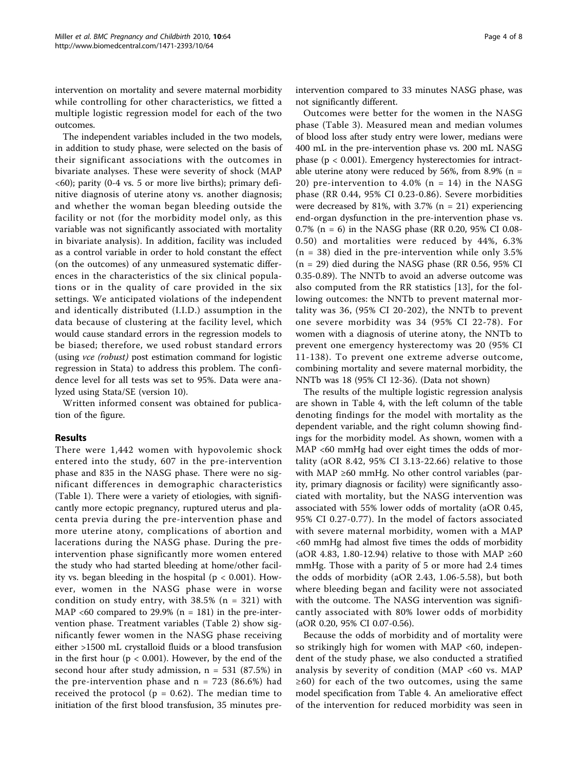intervention on mortality and severe maternal morbidity while controlling for other characteristics, we fitted a multiple logistic regression model for each of the two outcomes.

The independent variables included in the two models, in addition to study phase, were selected on the basis of their significant associations with the outcomes in bivariate analyses. These were severity of shock (MAP <60); parity (0-4 vs. 5 or more live births); primary definitive diagnosis of uterine atony vs. another diagnosis; and whether the woman began bleeding outside the facility or not (for the morbidity model only, as this variable was not significantly associated with mortality in bivariate analysis). In addition, facility was included as a control variable in order to hold constant the effect (on the outcomes) of any unmeasured systematic differences in the characteristics of the six clinical populations or in the quality of care provided in the six settings. We anticipated violations of the independent and identically distributed (I.I.D.) assumption in the data because of clustering at the facility level, which would cause standard errors in the regression models to be biased; therefore, we used robust standard errors (using *vce (robust)* post estimation command for logistic regression in Stata) to address this problem. The confidence level for all tests was set to 95%. Data were analyzed using Stata/SE (version 10).

Written informed consent was obtained for publication of the figure.

## Results

There were 1,442 women with hypovolemic shock entered into the study, 607 in the pre-intervention phase and 835 in the NASG phase. There were no significant differences in demographic characteristics (Table 1). There were a variety of etiologies, with significantly more ectopic pregnancy, ruptured uterus and placenta previa during the pre-intervention phase and more uterine atony, complications of abortion and lacerations during the NASG phase. During the pre-intervention phase significantly more women entered the study who had started bleeding at home/other facility vs. began bleeding in the hospital ($p < 0.001$). However, women in the NASG phase were in worse condition on study entry, with 38.5% (n = 321) with MAP <60 compared to 29.9% (n = 181) in the pre-intervention phase. Treatment variables (Table 2) show significantly fewer women in the NASG phase receiving either >1500 mL crystalloid fluids or a blood transfusion in the first hour ($p < 0.001$). However, by the end of the second hour after study admission, n = 531 (87.5%) in the pre-intervention phase and n = 723 (86.6%) had received the protocol ($p = 0.62$). The median time to initiation of the first blood transfusion, 35 minutes pre-intervention compared to 33 minutes NASG phase, was not significantly different.

Outcomes were better for the women in the NASG phase (Table 3). Measured mean and median volumes of blood loss after study entry were lower, medians were 400 mL in the pre-intervention phase vs. 200 mL NASG phase ($p < 0.001$). Emergency hysterectomies for intractable uterine atony were reduced by 56%, from 8.9% (n = 20) pre-intervention to 4.0% (n = 14) in the NASG phase (RR 0.44, 95% CI 0.23-0.86). Severe morbidities were decreased by 81%, with 3.7% (n = 21) experiencing end-organ dysfunction in the pre-intervention phase vs. 0.7% (n = 6) in the NASG phase (RR 0.20, 95% CI 0.08-0.50) and mortalities were reduced by 44%, 6.3% (n = 38) died in the pre-intervention while only 3.5% (n = 29) died during the NASG phase (RR 0.56, 95% CI 0.35-0.89). The NNTb to avoid an adverse outcome was also computed from the RR statistics [13], for the following outcomes: the NNTb to prevent maternal mortality was 36, (95% CI 20-202), the NNTb to prevent one severe morbidity was 34 (95% CI 22-78). For women with a diagnosis of uterine atony, the NNTb to prevent one emergency hysterectomy was 20 (95% CI 11-138). To prevent one extreme adverse outcome, combining mortality and severe maternal morbidity, the NNTb was 18 (95% CI 12-36). (Data not shown)

The results of the multiple logistic regression analysis are shown in Table 4, with the left column of the table denoting findings for the model with mortality as the dependent variable, and the right column showing findings for the morbidity model. As shown, women with a MAP <60 mmHg had over eight times the odds of mortality (aOR 8.42, 95% CI 3.13-22.66) relative to those with MAP ≥60 mmHg. No other control variables (parity, primary diagnosis or facility) were significantly associated with mortality, but the NASG intervention was associated with 55% lower odds of mortality (aOR 0.45, 95% CI 0.27-0.77). In the model of factors associated with severe maternal morbidity, women with a MAP <60 mmHg had almost five times the odds of morbidity (aOR 4.83, 1.80-12.94) relative to those with MAP ≥60 mmHg. Those with a parity of 5 or more had 2.4 times the odds of morbidity (aOR 2.43, 1.06-5.58), but both where bleeding began and facility were not associated with the outcome. The NASG intervention was significantly associated with 80% lower odds of morbidity (aOR 0.20, 95% CI 0.07-0.56).

Because the odds of morbidity and of mortality were so strikingly high for women with MAP <60, independent of the study phase, we also conducted a stratified analysis by severity of condition (MAP <60 vs. MAP ≥60) for each of the two outcomes, using the same model specification from Table 4. An ameliorative effect of the intervention for reduced morbidity was seen in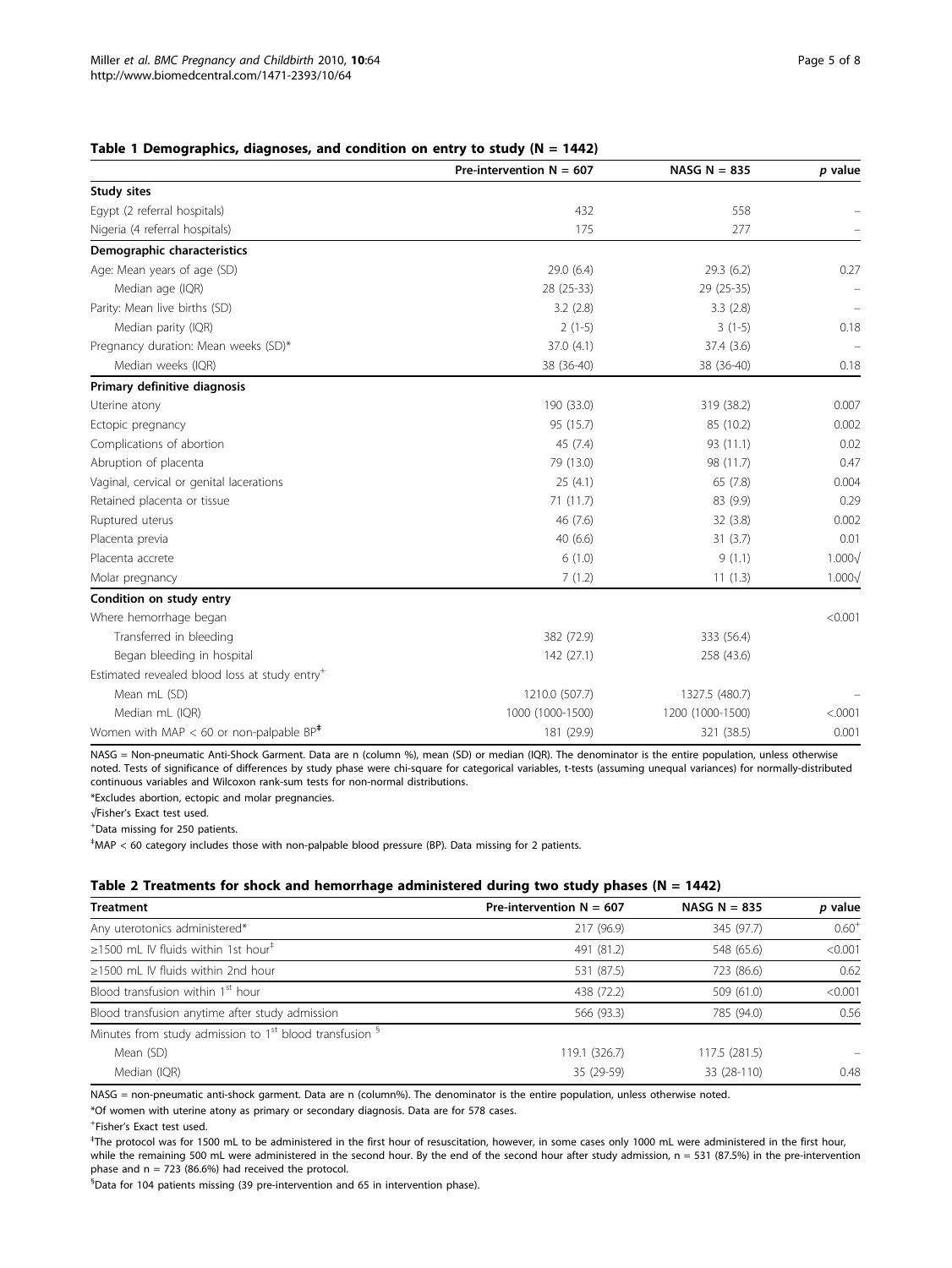### Table 1 Demographics, diagnoses, and condition on entry to study (N = 1442)

| | Pre-intervention N = 607 | NASG N = 835 | *p* value |
|---|---|---|---|
| **Study sites** | | | |
| Egypt (2 referral hospitals) | 432 | 558 | – |
| Nigeria (4 referral hospitals) | 175 | 277 | – |
| **Demographic characteristics** | | | |
| Age: Mean years of age (SD) | 29.0 (6.4) | 29.3 (6.2) | 0.27 |
| Median age (IQR) | 28 (25-33) | 29 (25-35) | – |
| Parity: Mean live births (SD) | 3.2 (2.8) | 3.3 (2.8) | – |
| Median parity (IQR) | 2 (1-5) | 3 (1-5) | 0.18 |
| Pregnancy duration: Mean weeks (SD)* | 37.0 (4.1) | 37.4 (3.6) | – |
| Median weeks (IQR) | 38 (36-40) | 38 (36-40) | 0.18 |
| **Primary definitive diagnosis** | | | |
| Uterine atony | 190 (33.0) | 319 (38.2) | 0.007 |
| Ectopic pregnancy | 95 (15.7) | 85 (10.2) | 0.002 |
| Complications of abortion | 45 (7.4) | 93 (11.1) | 0.02 |
| Abruption of placenta | 79 (13.0) | 98 (11.7) | 0.47 |
| Vaginal, cervical or genital lacerations | 25 (4.1) | 65 (7.8) | 0.004 |
| Retained placenta or tissue | 71 (11.7) | 83 (9.9) | 0.29 |
| Ruptured uterus | 46 (7.6) | 32 (3.8) | 0.002 |
| Placenta previa | 40 (6.6) | 31 (3.7) | 0.01 |
| Placenta accrete | 6 (1.0) | 9 (1.1) | 1.000√ |
| Molar pregnancy | 7 (1.2) | 11 (1.3) | 1.000√ |
| **Condition on study entry** | | | |
| Where hemorrhage began | | | <0.001 |
| Transferred in bleeding | 382 (72.9) | 333 (56.4) | |
| Began bleeding in hospital | 142 (27.1) | 258 (43.6) | |
| Estimated revealed blood loss at study entry+ | | | |
| Mean mL (SD) | 1210.0 (507.7) | 1327.5 (480.7) | – |
| Median mL (IQR) | 1000 (1000-1500) | 1200 (1000-1500) | <.0001 |
| Women with MAP < 60 or non-palpable BP‡ | 181 (29.9) | 321 (38.5) | 0.001 |

NASG = Non-pneumatic Anti-Shock Garment. Data are n (column %), mean (SD) or median (IQR). The denominator is the entire population, unless otherwise noted. Tests of significance of differences by study phase were chi-square for categorical variables, t-tests (assuming unequal variances) for normally-distributed continuous variables and Wilcoxon rank-sum tests for non-normal distributions.

*Excludes abortion, ectopic and molar pregnancies.

√Fisher's Exact test used.

+Data missing for 250 patients.

‡MAP < 60 category includes those with non-palpable blood pressure (BP). Data missing for 2 patients.

### Table 2 Treatments for shock and hemorrhage administered during two study phases (N = 1442)

| Treatment | Pre-intervention N = 607 | NASG N = 835 | *p* value |
|---|---|---|---|
| Any uterotonics administered* | 217 (96.9) | 345 (97.7) | 0.60+ |
| ≥1500 mL IV fluids within 1st hour‡ | 491 (81.2) | 548 (65.6) | <0.001 |
| ≥1500 mL IV fluids within 2nd hour | 531 (87.5) | 723 (86.6) | 0.62 |
| Blood transfusion within 1st hour | 438 (72.2) | 509 (61.0) | <0.001 |
| Blood transfusion anytime after study admission | 566 (93.3) | 785 (94.0) | 0.56 |
| Minutes from study admission to 1st blood transfusion § | | | |
| Mean (SD) | 119.1 (326.7) | 117.5 (281.5) | – |
| Median (IQR) | 35 (29-59) | 33 (28-110) | 0.48 |

NASG = non-pneumatic anti-shock garment. Data are n (column%). The denominator is the entire population, unless otherwise noted.

*Of women with uterine atony as primary or secondary diagnosis. Data are for 578 cases.

+Fisher's Exact test used.

‡The protocol was for 1500 mL to be administered in the first hour of resuscitation, however, in some cases only 1000 mL were administered in the first hour, while the remaining 500 mL were administered in the second hour. By the end of the second hour after study admission, n = 531 (87.5%) in the pre-intervention phase and n = 723 (86.6%) had received the protocol.

§Data for 104 patients missing (39 pre-intervention and 65 in intervention phase).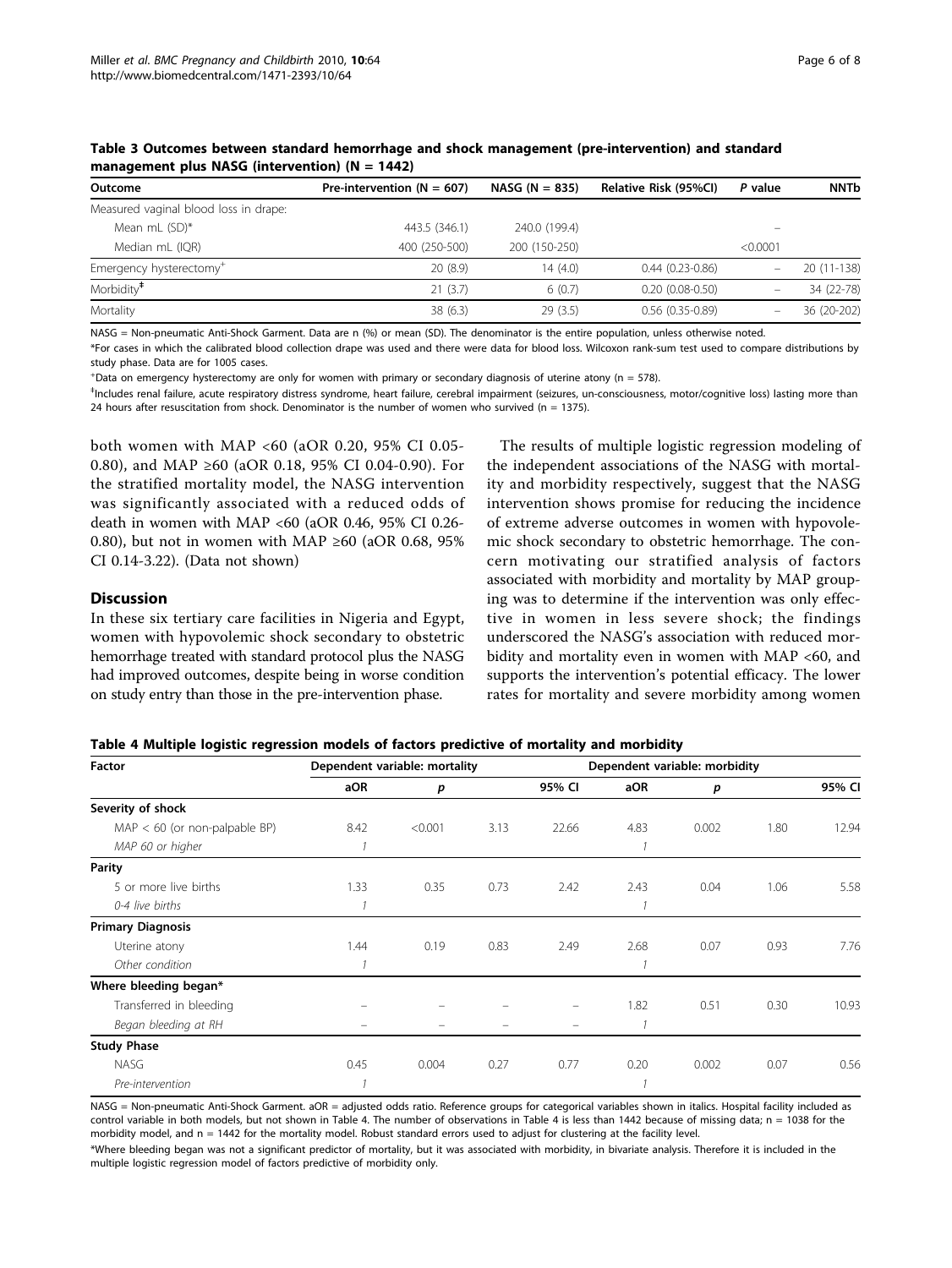**Table 3 Outcomes between standard hemorrhage and shock management (pre-intervention) and standard management plus NASG (intervention) (N = 1442)**

| Outcome | Pre-intervention (N = 607) | NASG (N = 835) | Relative Risk (95%CI) | P value | NNTb |
|---|---|---|---|---|---|
| Measured vaginal blood loss in drape: | | | | | |
| Mean mL (SD)* | 443.5 (346.1) | 240.0 (199.4) | | – | |
| Median mL (IQR) | 400 (250-500) | 200 (150-250) | | <0.0001 | |
| Emergency hysterectomy[+] | 20 (8.9) | 14 (4.0) | 0.44 (0.23-0.86) | – | 20 (11-138) |
| Morbidity[‡] | 21 (3.7) | 6 (0.7) | 0.20 (0.08-0.50) | – | 34 (22-78) |
| Mortality | 38 (6.3) | 29 (3.5) | 0.56 (0.35-0.89) | – | 36 (20-202) |

NASG = Non-pneumatic Anti-Shock Garment. Data are n (%) or mean (SD). The denominator is the entire population, unless otherwise noted.

*For cases in which the calibrated blood collection drape was used and there were data for blood loss. Wilcoxon rank-sum test used to compare distributions by study phase. Data are for 1005 cases.

[+]Data on emergency hysterectomy are only for women with primary or secondary diagnosis of uterine atony (n = 578).

[‡]Includes renal failure, acute respiratory distress syndrome, heart failure, cerebral impairment (seizures, un-consciousness, motor/cognitive loss) lasting more than 24 hours after resuscitation from shock. Denominator is the number of women who survived (n = 1375).

both women with MAP <60 (aOR 0.20, 95% CI 0.05-0.80), and MAP ≥60 (aOR 0.18, 95% CI 0.04-0.90). For the stratified mortality model, the NASG intervention was significantly associated with a reduced odds of death in women with MAP <60 (aOR 0.46, 95% CI 0.26-0.80), but not in women with MAP ≥60 (aOR 0.68, 95% CI 0.14-3.22). (Data not shown)

## Discussion

In these six tertiary care facilities in Nigeria and Egypt, women with hypovolemic shock secondary to obstetric hemorrhage treated with standard protocol plus the NASG had improved outcomes, despite being in worse condition on study entry than those in the pre-intervention phase.

The results of multiple logistic regression modeling of the independent associations of the NASG with mortality and morbidity respectively, suggest that the NASG intervention shows promise for reducing the incidence of extreme adverse outcomes in women with hypovolemic shock secondary to obstetric hemorrhage. The concern motivating our stratified analysis of factors associated with morbidity and mortality by MAP grouping was to determine if the intervention was only effective in women in less severe shock; the findings underscored the NASG's association with reduced morbidity and mortality even in women with MAP <60, and supports the intervention's potential efficacy. The lower rates for mortality and severe morbidity among women

**Table 4 Multiple logistic regression models of factors predictive of mortality and morbidity**

| Factor | Dependent variable: mortality | | | | Dependent variable: morbidity | | | |
|---|---|---|---|---|---|---|---|---|
| | aOR | p | | 95% CI | aOR | p | | 95% CI |
| **Severity of shock** | | | | | | | | |
| MAP < 60 (or non-palpable BP) | 8.42 | <0.001 | 3.13 | 22.66 | 4.83 | 0.002 | 1.80 | 12.94 |
| *MAP 60 or higher* | *1* | | | | *1* | | | |
| **Parity** | | | | | | | | |
| 5 or more live births | 1.33 | 0.35 | 0.73 | 2.42 | 2.43 | 0.04 | 1.06 | 5.58 |
| *0-4 live births* | *1* | | | | *1* | | | |
| **Primary Diagnosis** | | | | | | | | |
| Uterine atony | 1.44 | 0.19 | 0.83 | 2.49 | 2.68 | 0.07 | 0.93 | 7.76 |
| *Other condition* | *1* | | | | *1* | | | |
| **Where bleeding began*** | | | | | | | | |
| Transferred in bleeding | – | – | – | – | 1.82 | 0.51 | 0.30 | 10.93 |
| *Began bleeding at RH* | – | – | – | – | *1* | | | |
| **Study Phase** | | | | | | | | |
| NASG | 0.45 | 0.004 | 0.27 | 0.77 | 0.20 | 0.002 | 0.07 | 0.56 |
| *Pre-intervention* | *1* | | | | *1* | | | |

NASG = Non-pneumatic Anti-Shock Garment. aOR = adjusted odds ratio. Reference groups for categorical variables shown in italics. Hospital facility included as control variable in both models, but not shown in Table 4. The number of observations in Table 4 is less than 1442 because of missing data; n = 1038 for the morbidity model, and n = 1442 for the mortality model. Robust standard errors used to adjust for clustering at the facility level.

*Where bleeding began was not a significant predictor of mortality, but it was associated with morbidity, in bivariate analysis. Therefore it is included in the multiple logistic regression model of factors predictive of morbidity only.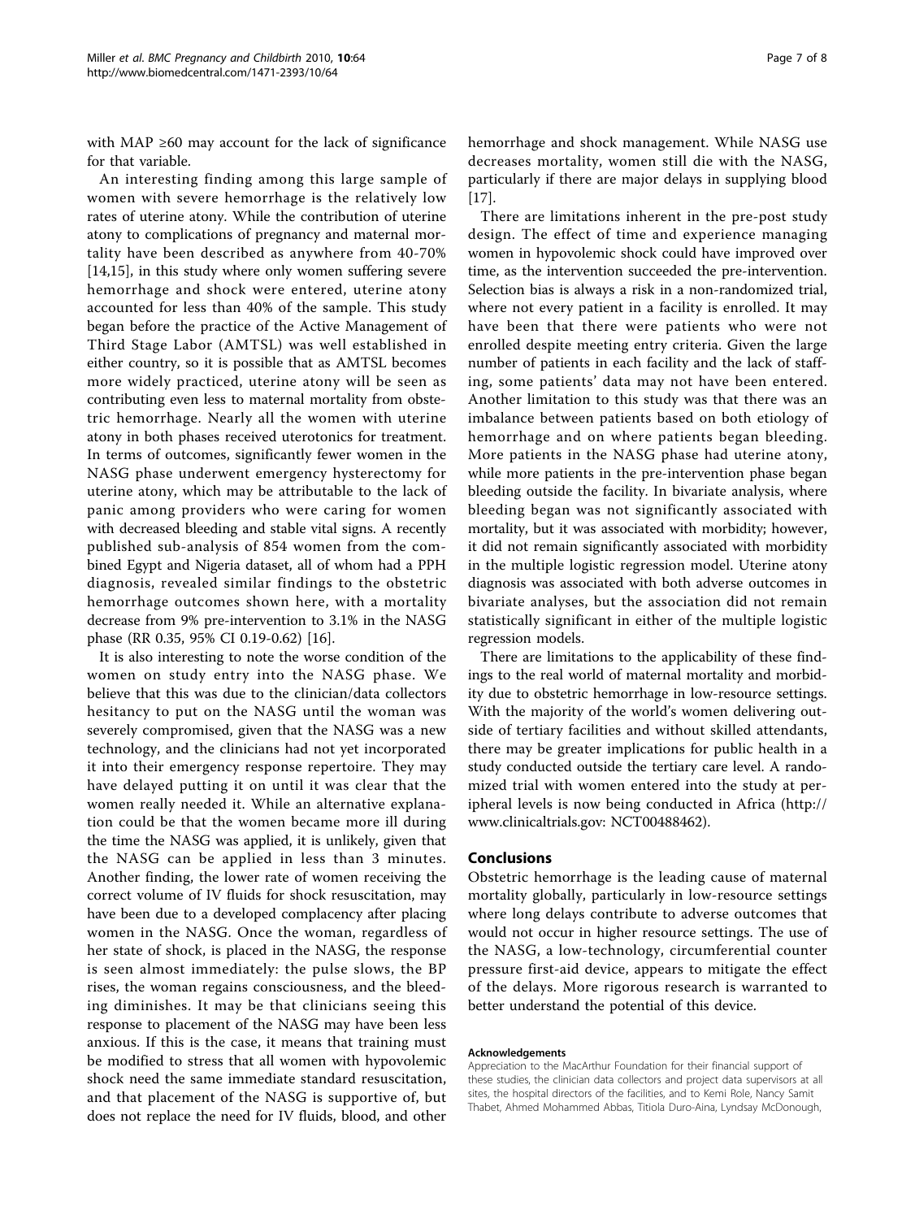with MAP ≥60 may account for the lack of significance for that variable.

An interesting finding among this large sample of women with severe hemorrhage is the relatively low rates of uterine atony. While the contribution of uterine atony to complications of pregnancy and maternal mortality have been described as anywhere from 40-70% [14,15], in this study where only women suffering severe hemorrhage and shock were entered, uterine atony accounted for less than 40% of the sample. This study began before the practice of the Active Management of Third Stage Labor (AMTSL) was well established in either country, so it is possible that as AMTSL becomes more widely practiced, uterine atony will be seen as contributing even less to maternal mortality from obstetric hemorrhage. Nearly all the women with uterine atony in both phases received uterotonics for treatment. In terms of outcomes, significantly fewer women in the NASG phase underwent emergency hysterectomy for uterine atony, which may be attributable to the lack of panic among providers who were caring for women with decreased bleeding and stable vital signs. A recently published sub-analysis of 854 women from the combined Egypt and Nigeria dataset, all of whom had a PPH diagnosis, revealed similar findings to the obstetric hemorrhage outcomes shown here, with a mortality decrease from 9% pre-intervention to 3.1% in the NASG phase (RR 0.35, 95% CI 0.19-0.62) [16].

It is also interesting to note the worse condition of the women on study entry into the NASG phase. We believe that this was due to the clinician/data collectors hesitancy to put on the NASG until the woman was severely compromised, given that the NASG was a new technology, and the clinicians had not yet incorporated it into their emergency response repertoire. They may have delayed putting it on until it was clear that the women really needed it. While an alternative explanation could be that the women became more ill during the time the NASG was applied, it is unlikely, given that the NASG can be applied in less than 3 minutes. Another finding, the lower rate of women receiving the correct volume of IV fluids for shock resuscitation, may have been due to a developed complacency after placing women in the NASG. Once the woman, regardless of her state of shock, is placed in the NASG, the response is seen almost immediately: the pulse slows, the BP rises, the woman regains consciousness, and the bleeding diminishes. It may be that clinicians seeing this response to placement of the NASG may have been less anxious. If this is the case, it means that training must be modified to stress that all women with hypovolemic shock need the same immediate standard resuscitation, and that placement of the NASG is supportive of, but does not replace the need for IV fluids, blood, and other hemorrhage and shock management. While NASG use decreases mortality, women still die with the NASG, particularly if there are major delays in supplying blood [17].

There are limitations inherent in the pre-post study design. The effect of time and experience managing women in hypovolemic shock could have improved over time, as the intervention succeeded the pre-intervention. Selection bias is always a risk in a non-randomized trial, where not every patient in a facility is enrolled. It may have been that there were patients who were not enrolled despite meeting entry criteria. Given the large number of patients in each facility and the lack of staffing, some patients' data may not have been entered. Another limitation to this study was that there was an imbalance between patients based on both etiology of hemorrhage and on where patients began bleeding. More patients in the NASG phase had uterine atony, while more patients in the pre-intervention phase began bleeding outside the facility. In bivariate analysis, where bleeding began was not significantly associated with mortality, but it was associated with morbidity; however, it did not remain significantly associated with morbidity in the multiple logistic regression model. Uterine atony diagnosis was associated with both adverse outcomes in bivariate analyses, but the association did not remain statistically significant in either of the multiple logistic regression models.

There are limitations to the applicability of these findings to the real world of maternal mortality and morbidity due to obstetric hemorrhage in low-resource settings. With the majority of the world's women delivering outside of tertiary facilities and without skilled attendants, there may be greater implications for public health in a study conducted outside the tertiary care level. A randomized trial with women entered into the study at peripheral levels is now being conducted in Africa (http://www.clinicaltrials.gov: NCT00488462).

## Conclusions

Obstetric hemorrhage is the leading cause of maternal mortality globally, particularly in low-resource settings where long delays contribute to adverse outcomes that would not occur in higher resource settings. The use of the NASG, a low-technology, circumferential counter pressure first-aid device, appears to mitigate the effect of the delays. More rigorous research is warranted to better understand the potential of this device.

#### Acknowledgements

Appreciation to the MacArthur Foundation for their financial support of these studies, the clinician data collectors and project data supervisors at all sites, the hospital directors of the facilities, and to Kemi Role, Nancy Samit Thabet, Ahmed Mohammed Abbas, Titiola Duro-Aina, Lyndsay McDonough,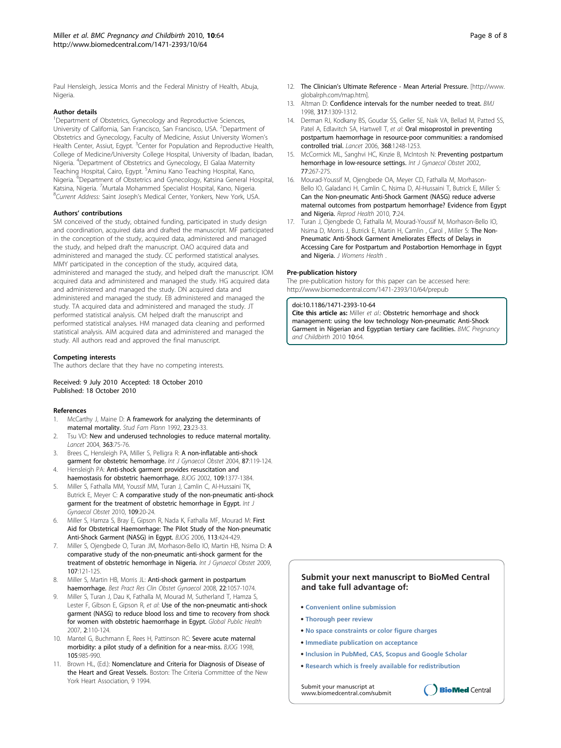Paul Hensleigh, Jessica Morris and the Federal Ministry of Health, Abuja, Nigeria.

#### Author details

[1]Department of Obstetrics, Gynecology and Reproductive Sciences, University of California, San Francisco, San Francisco, USA. [2]Department of Obstetrics and Gynecology, Faculty of Medicine, Assiut University Women's Health Center, Assiut, Egypt. [3]Center for Population and Reproductive Health, College of Medicine/University College Hospital, University of Ibadan, Ibadan, Nigeria. [4]Department of Obstetrics and Gynecology, El Galaa Maternity Teaching Hospital, Cairo, Egypt. [5]Aminu Kano Teaching Hospital, Kano, Nigeria. [6]Department of Obstetrics and Gynecology, Katsina General Hospital, Katsina, Nigeria. [7]Murtala Mohammed Specialist Hospital, Kano, Nigeria. [8]*Current Address:* Saint Joseph's Medical Center, Yonkers, New York, USA.

#### Authors' contributions

SM conceived of the study, obtained funding, participated in study design and coordination, acquired data and drafted the manuscript. MF participated in the conception of the study, acquired data, administered and managed the study, and helped draft the manuscript. OAO acquired data and administered and managed the study. CC performed statistical analyses. MMY participated in the conception of the study, acquired data, administered and managed the study, and helped draft the manuscript. IOM acquired data and administered and managed the study. HG acquired data and administered and managed the study. DN acquired data and administered and managed the study. EB administered and managed the study. TA acquired data and administered and managed the study. JT performed statistical analysis. CM helped draft the manuscript and performed statistical analyses. HM managed data cleaning and performed statistical analysis. AIM acquired data and administered and managed the study. All authors read and approved the final manuscript.

#### Competing interests

The authors declare that they have no competing interests.

Received: 9 July 2010 Accepted: 18 October 2010
Published: 18 October 2010

#### References

1. McCarthy J, Maine D: **A framework for analyzing the determinants of maternal mortality.** *Stud Fam Plann* 1992, **23**:23-33.
2. Tsu VD: **New and underused technologies to reduce maternal mortality.** *Lancet* 2004, **363**:75-76.
3. Brees C, Hensleigh PA, Miller S, Pelligra R: **A non-inflatable anti-shock garment for obstetric hemorrhage.** *Int J Gynaecol Obstet* 2004, **87**:119-124.
4. Hensleigh PA: **Anti-shock garment provides resuscitation and haemostasis for obstetric haemorrhage.** *BJOG* 2002, **109**:1377-1384.
5. Miller S, Fathalla MM, Youssif MM, Turan J, Camlin CS, Al-Hussaini TK, Butrick E, Meyer C: **A comparative study of the non-pneumatic anti-shock garment for the treatment of obstetric hemorrhage in Egypt.** *Int J Gynaecol Obstet* 2010, **109**:20-24.
6. Miller S, Hamza S, Bray E, Gipson R, Nada K, Fathalla MF, Mourad M: **First Aid for Obstetrical Haemorrhage: The Pilot Study of the Non-pneumatic Anti-Shock Garment (NASG) in Egypt.** *BJOG* 2006, **113**:424-429.
7. Miller S, Ojengbede O, Turan JM, Morhason-Bello IO, Martin HB, Nsima D: **A comparative study of the non-pneumatic anti-shock garment for the treatment of obstetric hemorrhage in Nigeria.** *Int J Gynaecol Obstet* 2009, **107**:121-125.
8. Miller S, Martin HB, Morris JL: **Anti-shock garment in postpartum haemorrhage.** *Best Pract Res Clin Obstet Gynaecol* 2008, **22**:1057-1074.
9. Miller S, Turan J, Dau K, Fathalla M, Mourad M, Sutherland T, Hamza S, Lester F, Gibson E, Gipson R, *et al*: **Use of the non-pneumatic anti-shock garment (NASG) to reduce blood loss and time to recovery from shock for women with obstetric haemorrhage in Egypt.** *Global Public Health* 2007, **2**:110-124.
10. Mantel G, Buchmann E, Rees H, Pattinson RC: **Severe acute maternal morbidity: a pilot study of a definition for a near-miss.** *BJOG* 1998, **105**:985-990.
11. Brown HL, (Ed.): **Nomenclature and Criteria for Diagnosis of Disease of the Heart and Great Vessels.** Boston: The Criteria Committee of the New York Heart Association, 9 1994.
12. **The Clinician's Ultimate Reference - Mean Arterial Pressure.** [http://www.globalrph.com/map.htm].
13. Altman D: **Confidence intervals for the number needed to treat.** *BMJ* 1998, **317**:1309-1312.
14. Derman RJ, Kodkany BS, Goudar SS, Geller SE, Naik VA, Bellad M, Patted SS, Patel A, Edlavitch SA, Hartwell T, *et al*: **Oral misoprostol in preventing postpartum haemorrhage in resource-poor communities: a randomised controlled trial.** *Lancet* 2006, **368**:1248-1253.
15. McCormick ML, Sanghvi HC, Kinzie B, McIntosh N: **Preventing postpartum hemorrhage in low-resource settings.** *Int J Gynaecol Obstet* 2002, **77**:267-275.
16. Mourad-Youssif M, Ojengbede OA, Meyer CD, Fathalla M, Morhason-Bello IO, Galadanci H, Camlin C, Nsima D, Al-Hussaini T, Butrick E, Miller S: **Can the Non-pneumatic Anti-Shock Garment (NASG) reduce adverse maternal outcomes from postpartum hemorrhage? Evidence from Egypt and Nigeria.** *Reprod Health* 2010, **7**:24.
17. Turan J, Ojengbede O, Fathalla M, Mourad-Youssif M, Morhason-Bello IO, Nsima D, Morris J, Butrick E, Martin H, Camlin , Carol , Miller S: **The Non-Pneumatic Anti-Shock Garment Ameliorates Effects of Delays in Accessing Care for Postpartum and Postabortion Hemorrhage in Egypt and Nigeria.** *J Womens Health* .

#### Pre-publication history

The pre-publication history for this paper can be accessed here:
http://www.biomedcentral.com/1471-2393/10/64/prepub

doi:10.1186/1471-2393-10-64
**Cite this article as:** Miller *et al.*: Obstetric hemorrhage and shock management: using the low technology Non-pneumatic Anti-Shock Garment in Nigerian and Egyptian tertiary care facilities. *BMC Pregnancy and Childbirth* 2010 **10**:64.